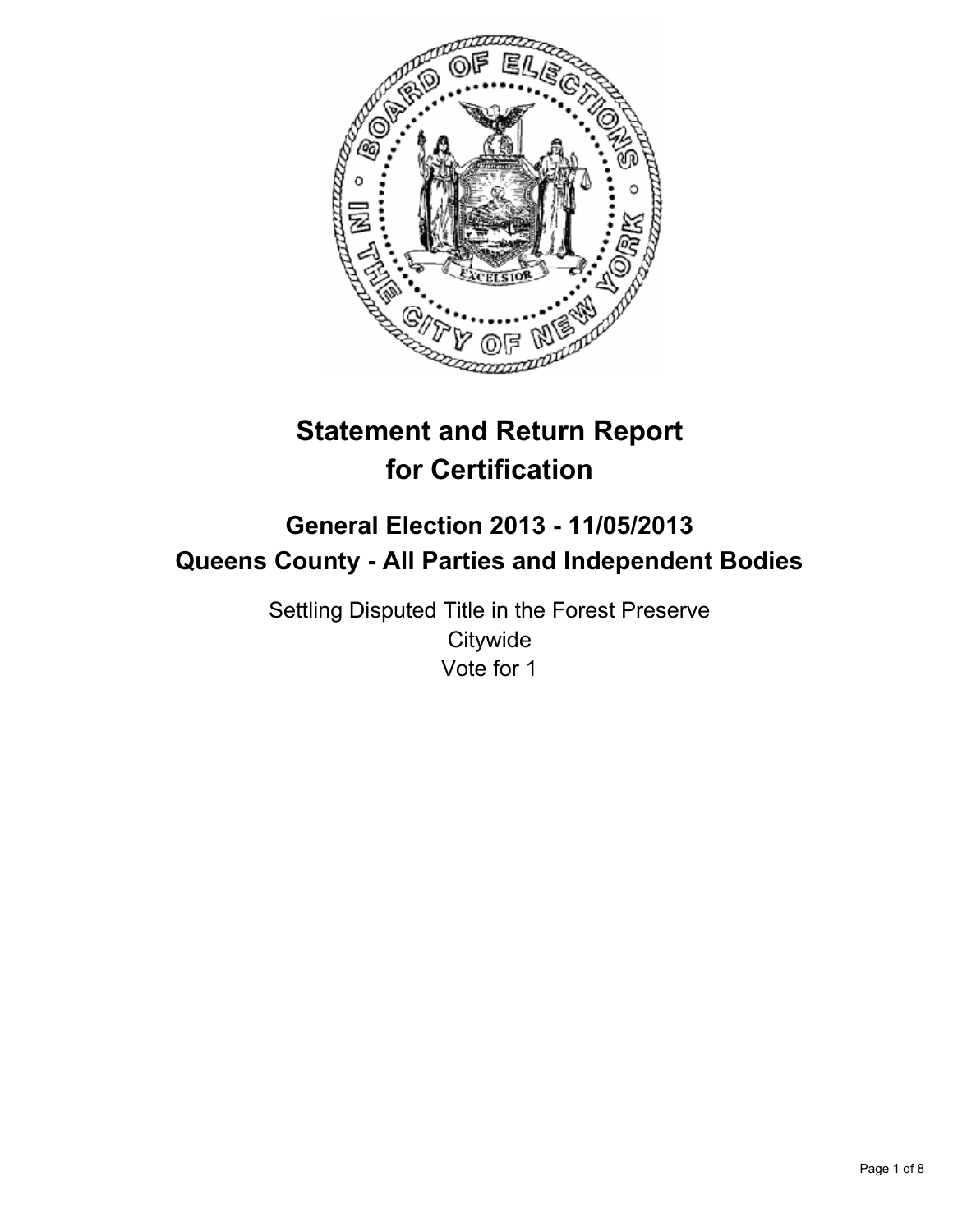# Statement and Return Report for Certification

## General Election 2013 - 11/05/2013
## Queens County - All Parties and Independent Bodies

Settling Disputed Title in the Forest Preserve
Citywide
Vote for 1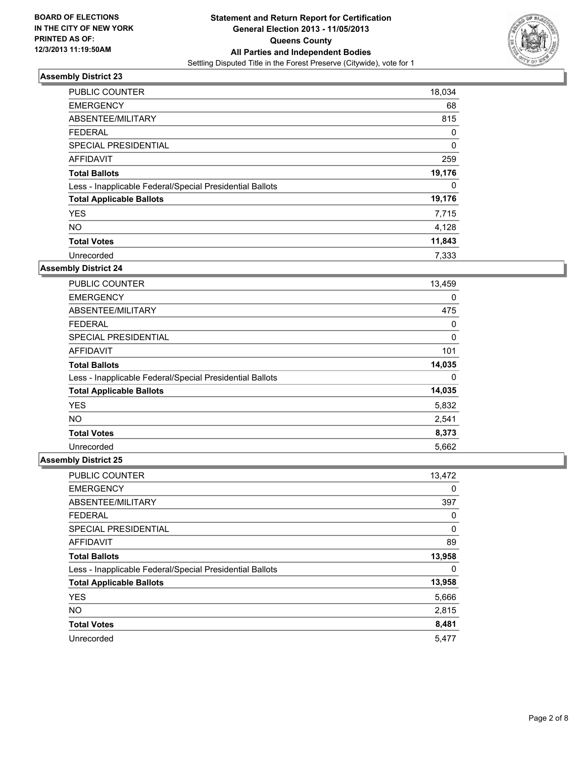BOARD OF ELECTIONS
IN THE CITY OF NEW YORK
PRINTED AS OF:
12/3/2013 11:19:50AM

# Statement and Return Report for Certification
## General Election 2013 - 11/05/2013
## Queens County
## All Parties and Independent Bodies
Settling Disputed Title in the Forest Preserve (Citywide), vote for 1

### Assembly District 23

| | |
|---|---|
| PUBLIC COUNTER | 18,034 |
| EMERGENCY | 68 |
| ABSENTEE/MILITARY | 815 |
| FEDERAL | 0 |
| SPECIAL PRESIDENTIAL | 0 |
| AFFIDAVIT | 259 |
| **Total Ballots** | **19,176** |
| Less - Inapplicable Federal/Special Presidential Ballots | 0 |
| **Total Applicable Ballots** | **19,176** |
| YES | 7,715 |
| NO | 4,128 |
| **Total Votes** | **11,843** |
| Unrecorded | 7,333 |

### Assembly District 24

| | |
|---|---|
| PUBLIC COUNTER | 13,459 |
| EMERGENCY | 0 |
| ABSENTEE/MILITARY | 475 |
| FEDERAL | 0 |
| SPECIAL PRESIDENTIAL | 0 |
| AFFIDAVIT | 101 |
| **Total Ballots** | **14,035** |
| Less - Inapplicable Federal/Special Presidential Ballots | 0 |
| **Total Applicable Ballots** | **14,035** |
| YES | 5,832 |
| NO | 2,541 |
| **Total Votes** | **8,373** |
| Unrecorded | 5,662 |

### Assembly District 25

| | |
|---|---|
| PUBLIC COUNTER | 13,472 |
| EMERGENCY | 0 |
| ABSENTEE/MILITARY | 397 |
| FEDERAL | 0 |
| SPECIAL PRESIDENTIAL | 0 |
| AFFIDAVIT | 89 |
| **Total Ballots** | **13,958** |
| Less - Inapplicable Federal/Special Presidential Ballots | 0 |
| **Total Applicable Ballots** | **13,958** |
| YES | 5,666 |
| NO | 2,815 |
| **Total Votes** | **8,481** |
| Unrecorded | 5,477 |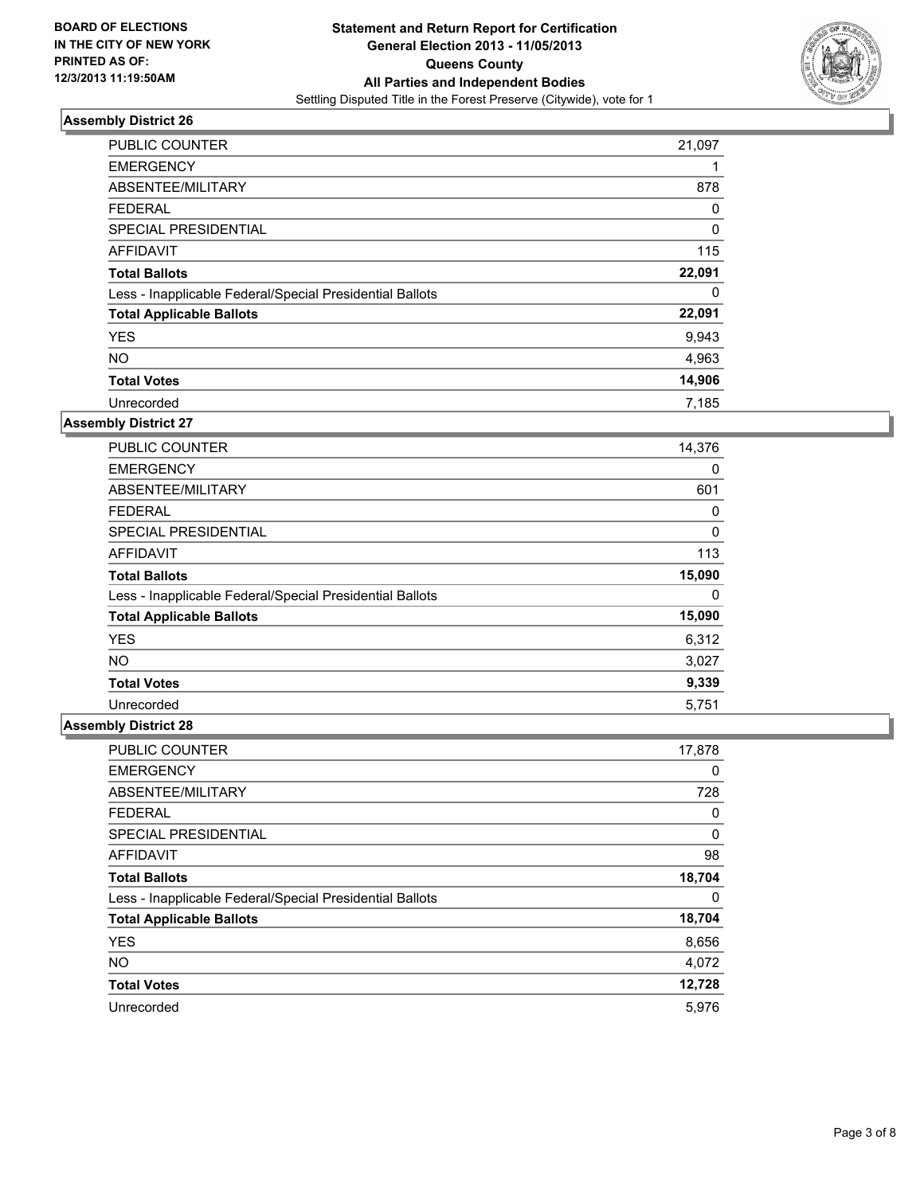**BOARD OF ELECTIONS IN THE CITY OF NEW YORK PRINTED AS OF: 12/3/2013 11:19:50AM**

**Statement and Return Report for Certification General Election 2013 - 11/05/2013 Queens County All Parties and Independent Bodies**

Settling Disputed Title in the Forest Preserve (Citywide), vote for 1

### Assembly District 26

| | |
|---|---|
| PUBLIC COUNTER | 21,097 |
| EMERGENCY | 1 |
| ABSENTEE/MILITARY | 878 |
| FEDERAL | 0 |
| SPECIAL PRESIDENTIAL | 0 |
| AFFIDAVIT | 115 |
| **Total Ballots** | **22,091** |
| Less - Inapplicable Federal/Special Presidential Ballots | 0 |
| **Total Applicable Ballots** | **22,091** |
| YES | 9,943 |
| NO | 4,963 |
| **Total Votes** | **14,906** |
| Unrecorded | 7,185 |

### Assembly District 27

| | |
|---|---|
| PUBLIC COUNTER | 14,376 |
| EMERGENCY | 0 |
| ABSENTEE/MILITARY | 601 |
| FEDERAL | 0 |
| SPECIAL PRESIDENTIAL | 0 |
| AFFIDAVIT | 113 |
| **Total Ballots** | **15,090** |
| Less - Inapplicable Federal/Special Presidential Ballots | 0 |
| **Total Applicable Ballots** | **15,090** |
| YES | 6,312 |
| NO | 3,027 |
| **Total Votes** | **9,339** |
| Unrecorded | 5,751 |

### Assembly District 28

| | |
|---|---|
| PUBLIC COUNTER | 17,878 |
| EMERGENCY | 0 |
| ABSENTEE/MILITARY | 728 |
| FEDERAL | 0 |
| SPECIAL PRESIDENTIAL | 0 |
| AFFIDAVIT | 98 |
| **Total Ballots** | **18,704** |
| Less - Inapplicable Federal/Special Presidential Ballots | 0 |
| **Total Applicable Ballots** | **18,704** |
| YES | 8,656 |
| NO | 4,072 |
| **Total Votes** | **12,728** |
| Unrecorded | 5,976 |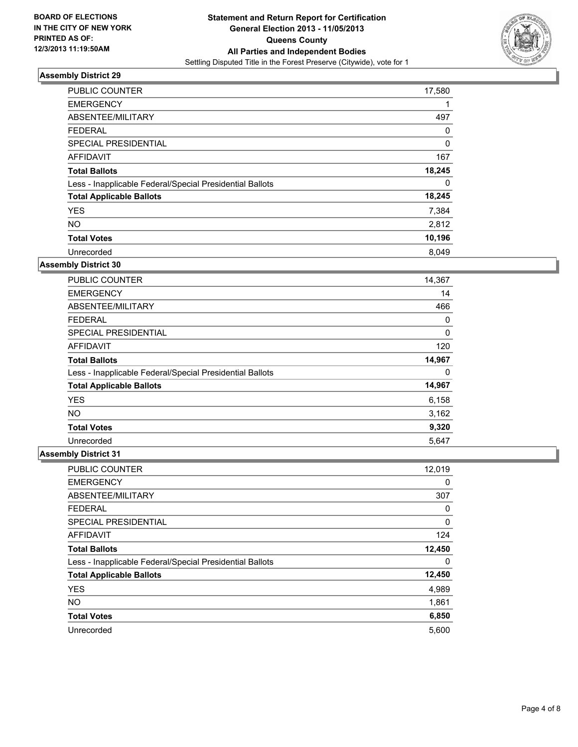BOARD OF ELECTIONS
IN THE CITY OF NEW YORK
PRINTED AS OF:
12/3/2013 11:19:50AM

# Statement and Return Report for Certification
## General Election 2013 - 11/05/2013
## Queens County
## All Parties and Independent Bodies
Settling Disputed Title in the Forest Preserve (Citywide), vote for 1

### Assembly District 29

| | |
|---|---|
| PUBLIC COUNTER | 17,580 |
| EMERGENCY | 1 |
| ABSENTEE/MILITARY | 497 |
| FEDERAL | 0 |
| SPECIAL PRESIDENTIAL | 0 |
| AFFIDAVIT | 167 |
| **Total Ballots** | **18,245** |
| Less - Inapplicable Federal/Special Presidential Ballots | 0 |
| **Total Applicable Ballots** | **18,245** |
| YES | 7,384 |
| NO | 2,812 |
| **Total Votes** | **10,196** |
| Unrecorded | 8,049 |

### Assembly District 30

| | |
|---|---|
| PUBLIC COUNTER | 14,367 |
| EMERGENCY | 14 |
| ABSENTEE/MILITARY | 466 |
| FEDERAL | 0 |
| SPECIAL PRESIDENTIAL | 0 |
| AFFIDAVIT | 120 |
| **Total Ballots** | **14,967** |
| Less - Inapplicable Federal/Special Presidential Ballots | 0 |
| **Total Applicable Ballots** | **14,967** |
| YES | 6,158 |
| NO | 3,162 |
| **Total Votes** | **9,320** |
| Unrecorded | 5,647 |

### Assembly District 31

| | |
|---|---|
| PUBLIC COUNTER | 12,019 |
| EMERGENCY | 0 |
| ABSENTEE/MILITARY | 307 |
| FEDERAL | 0 |
| SPECIAL PRESIDENTIAL | 0 |
| AFFIDAVIT | 124 |
| **Total Ballots** | **12,450** |
| Less - Inapplicable Federal/Special Presidential Ballots | 0 |
| **Total Applicable Ballots** | **12,450** |
| YES | 4,989 |
| NO | 1,861 |
| **Total Votes** | **6,850** |
| Unrecorded | 5,600 |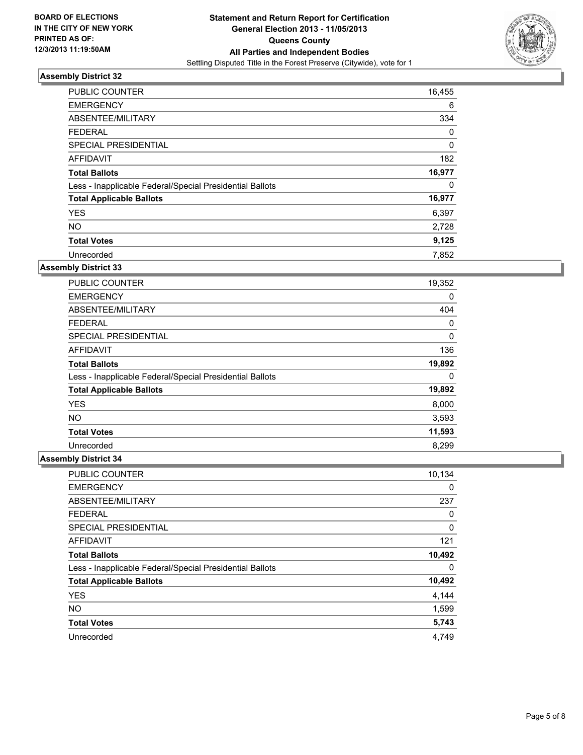BOARD OF ELECTIONS
IN THE CITY OF NEW YORK
PRINTED AS OF:
12/3/2013 11:19:50AM

**Statement and Return Report for Certification**
**General Election 2013 - 11/05/2013**
**Queens County**
**All Parties and Independent Bodies**
Settling Disputed Title in the Forest Preserve (Citywide), vote for 1

### Assembly District 32

| | |
|---|---|
| PUBLIC COUNTER | 16,455 |
| EMERGENCY | 6 |
| ABSENTEE/MILITARY | 334 |
| FEDERAL | 0 |
| SPECIAL PRESIDENTIAL | 0 |
| AFFIDAVIT | 182 |
| **Total Ballots** | **16,977** |
| Less - Inapplicable Federal/Special Presidential Ballots | 0 |
| **Total Applicable Ballots** | **16,977** |
| YES | 6,397 |
| NO | 2,728 |
| **Total Votes** | **9,125** |
| Unrecorded | 7,852 |

### Assembly District 33

| | |
|---|---|
| PUBLIC COUNTER | 19,352 |
| EMERGENCY | 0 |
| ABSENTEE/MILITARY | 404 |
| FEDERAL | 0 |
| SPECIAL PRESIDENTIAL | 0 |
| AFFIDAVIT | 136 |
| **Total Ballots** | **19,892** |
| Less - Inapplicable Federal/Special Presidential Ballots | 0 |
| **Total Applicable Ballots** | **19,892** |
| YES | 8,000 |
| NO | 3,593 |
| **Total Votes** | **11,593** |
| Unrecorded | 8,299 |

### Assembly District 34

| | |
|---|---|
| PUBLIC COUNTER | 10,134 |
| EMERGENCY | 0 |
| ABSENTEE/MILITARY | 237 |
| FEDERAL | 0 |
| SPECIAL PRESIDENTIAL | 0 |
| AFFIDAVIT | 121 |
| **Total Ballots** | **10,492** |
| Less - Inapplicable Federal/Special Presidential Ballots | 0 |
| **Total Applicable Ballots** | **10,492** |
| YES | 4,144 |
| NO | 1,599 |
| **Total Votes** | **5,743** |
| Unrecorded | 4,749 |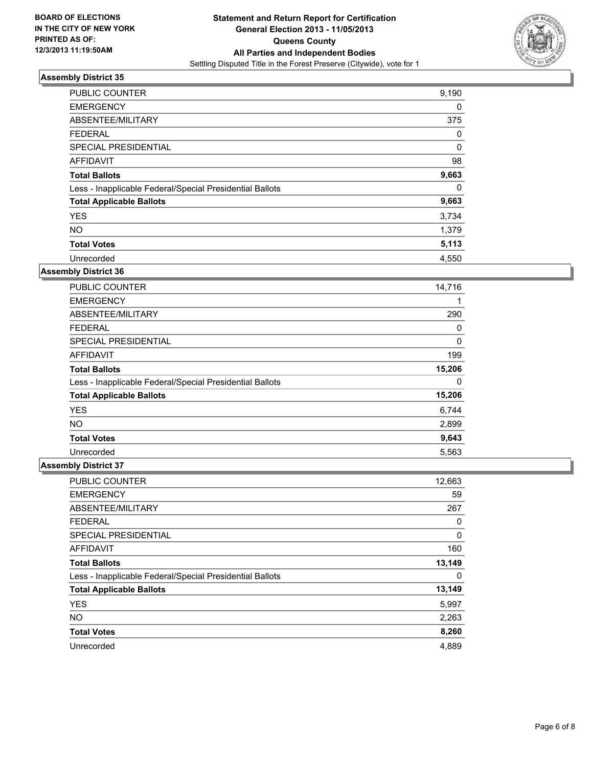BOARD OF ELECTIONS
IN THE CITY OF NEW YORK
PRINTED AS OF:
12/3/2013 11:19:50AM

**Statement and Return Report for Certification**
**General Election 2013 - 11/05/2013**
**Queens County**
**All Parties and Independent Bodies**
Settling Disputed Title in the Forest Preserve (Citywide), vote for 1

### Assembly District 35

| | |
|---|---|
| PUBLIC COUNTER | 9,190 |
| EMERGENCY | 0 |
| ABSENTEE/MILITARY | 375 |
| FEDERAL | 0 |
| SPECIAL PRESIDENTIAL | 0 |
| AFFIDAVIT | 98 |
| **Total Ballots** | **9,663** |
| Less - Inapplicable Federal/Special Presidential Ballots | 0 |
| **Total Applicable Ballots** | **9,663** |
| YES | 3,734 |
| NO | 1,379 |
| **Total Votes** | **5,113** |
| Unrecorded | 4,550 |

### Assembly District 36

| | |
|---|---|
| PUBLIC COUNTER | 14,716 |
| EMERGENCY | 1 |
| ABSENTEE/MILITARY | 290 |
| FEDERAL | 0 |
| SPECIAL PRESIDENTIAL | 0 |
| AFFIDAVIT | 199 |
| **Total Ballots** | **15,206** |
| Less - Inapplicable Federal/Special Presidential Ballots | 0 |
| **Total Applicable Ballots** | **15,206** |
| YES | 6,744 |
| NO | 2,899 |
| **Total Votes** | **9,643** |
| Unrecorded | 5,563 |

### Assembly District 37

| | |
|---|---|
| PUBLIC COUNTER | 12,663 |
| EMERGENCY | 59 |
| ABSENTEE/MILITARY | 267 |
| FEDERAL | 0 |
| SPECIAL PRESIDENTIAL | 0 |
| AFFIDAVIT | 160 |
| **Total Ballots** | **13,149** |
| Less - Inapplicable Federal/Special Presidential Ballots | 0 |
| **Total Applicable Ballots** | **13,149** |
| YES | 5,997 |
| NO | 2,263 |
| **Total Votes** | **8,260** |
| Unrecorded | 4,889 |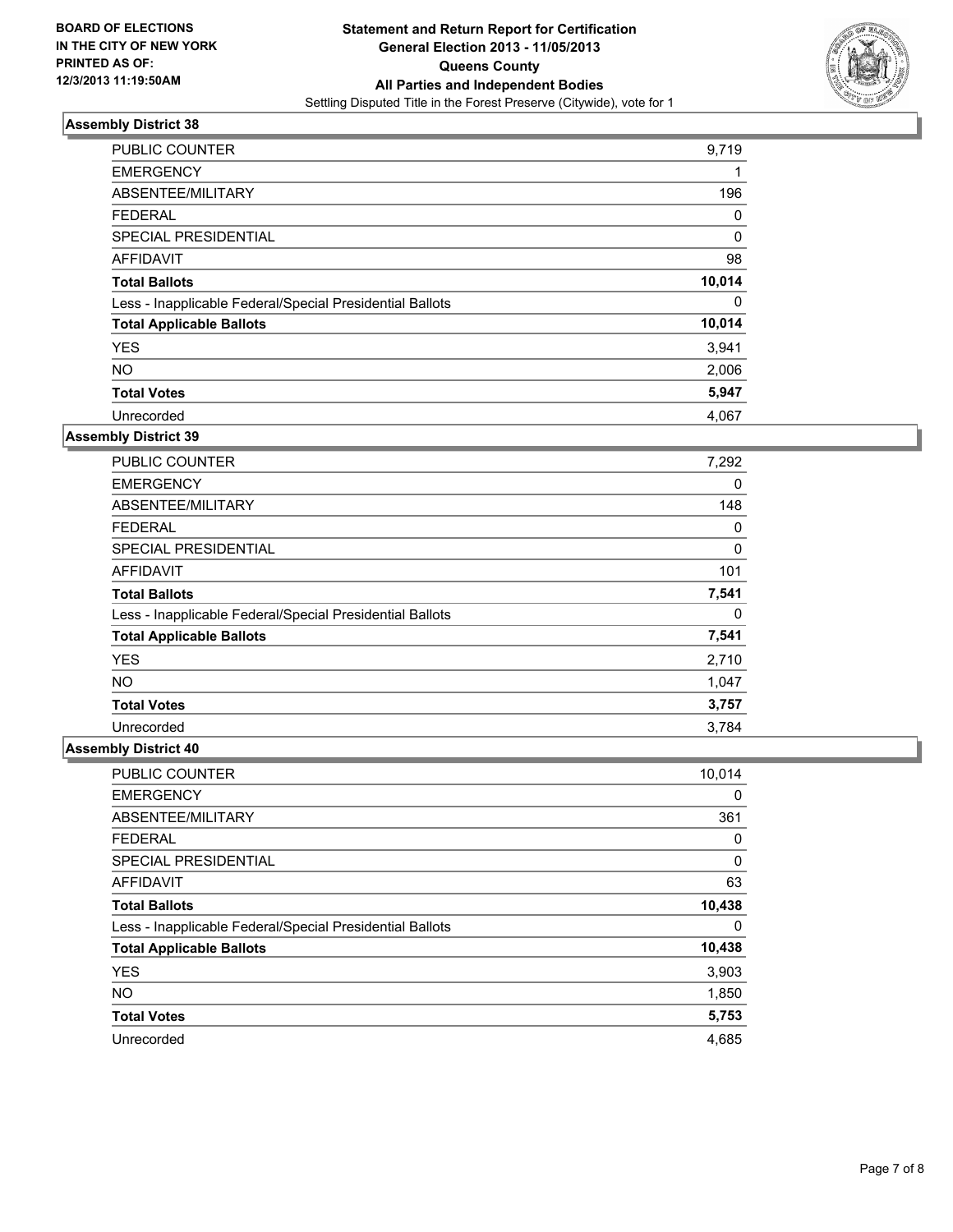BOARD OF ELECTIONS
IN THE CITY OF NEW YORK
PRINTED AS OF:
12/3/2013 11:19:50AM

**Statement and Return Report for Certification**
**General Election 2013 - 11/05/2013**
**Queens County**
**All Parties and Independent Bodies**
Settling Disputed Title in the Forest Preserve (Citywide), vote for 1

### Assembly District 38

| | |
|---|---|
| PUBLIC COUNTER | 9,719 |
| EMERGENCY | 1 |
| ABSENTEE/MILITARY | 196 |
| FEDERAL | 0 |
| SPECIAL PRESIDENTIAL | 0 |
| AFFIDAVIT | 98 |
| **Total Ballots** | **10,014** |
| Less - Inapplicable Federal/Special Presidential Ballots | 0 |
| **Total Applicable Ballots** | **10,014** |
| YES | 3,941 |
| NO | 2,006 |
| **Total Votes** | **5,947** |
| Unrecorded | 4,067 |

### Assembly District 39

| | |
|---|---|
| PUBLIC COUNTER | 7,292 |
| EMERGENCY | 0 |
| ABSENTEE/MILITARY | 148 |
| FEDERAL | 0 |
| SPECIAL PRESIDENTIAL | 0 |
| AFFIDAVIT | 101 |
| **Total Ballots** | **7,541** |
| Less - Inapplicable Federal/Special Presidential Ballots | 0 |
| **Total Applicable Ballots** | **7,541** |
| YES | 2,710 |
| NO | 1,047 |
| **Total Votes** | **3,757** |
| Unrecorded | 3,784 |

### Assembly District 40

| | |
|---|---|
| PUBLIC COUNTER | 10,014 |
| EMERGENCY | 0 |
| ABSENTEE/MILITARY | 361 |
| FEDERAL | 0 |
| SPECIAL PRESIDENTIAL | 0 |
| AFFIDAVIT | 63 |
| **Total Ballots** | **10,438** |
| Less - Inapplicable Federal/Special Presidential Ballots | 0 |
| **Total Applicable Ballots** | **10,438** |
| YES | 3,903 |
| NO | 1,850 |
| **Total Votes** | **5,753** |
| Unrecorded | 4,685 |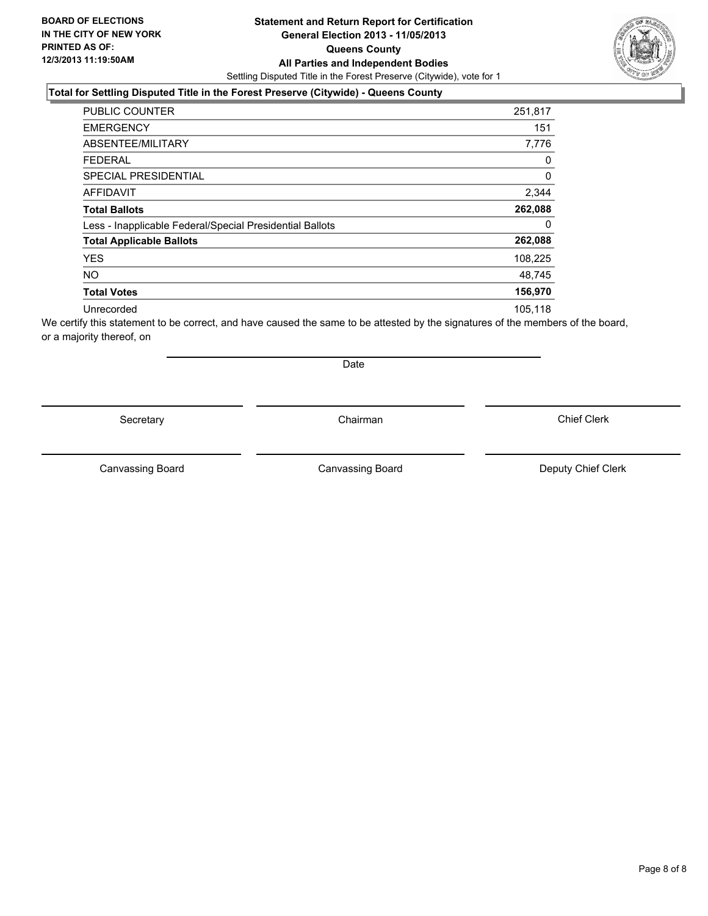**BOARD OF ELECTIONS IN THE CITY OF NEW YORK PRINTED AS OF: 12/3/2013 11:19:50AM**

**Statement and Return Report for Certification**
**General Election 2013 - 11/05/2013**
**Queens County**
**All Parties and Independent Bodies**
Settling Disputed Title in the Forest Preserve (Citywide), vote for 1

### Total for Settling Disputed Title in the Forest Preserve (Citywide) - Queens County

| | |
|---|---|
| PUBLIC COUNTER | 251,817 |
| EMERGENCY | 151 |
| ABSENTEE/MILITARY | 7,776 |
| FEDERAL | 0 |
| SPECIAL PRESIDENTIAL | 0 |
| AFFIDAVIT | 2,344 |
| **Total Ballots** | **262,088** |
| Less - Inapplicable Federal/Special Presidential Ballots | 0 |
| **Total Applicable Ballots** | **262,088** |
| YES | 108,225 |
| NO | 48,745 |
| **Total Votes** | **156,970** |
| Unrecorded | 105,118 |

We certify this statement to be correct, and have caused the same to be attested by the signatures of the members of the board, or a majority thereof, on

Date

Secretary | Chairman | Chief Clerk

Canvassing Board | Canvassing Board | Deputy Chief Clerk